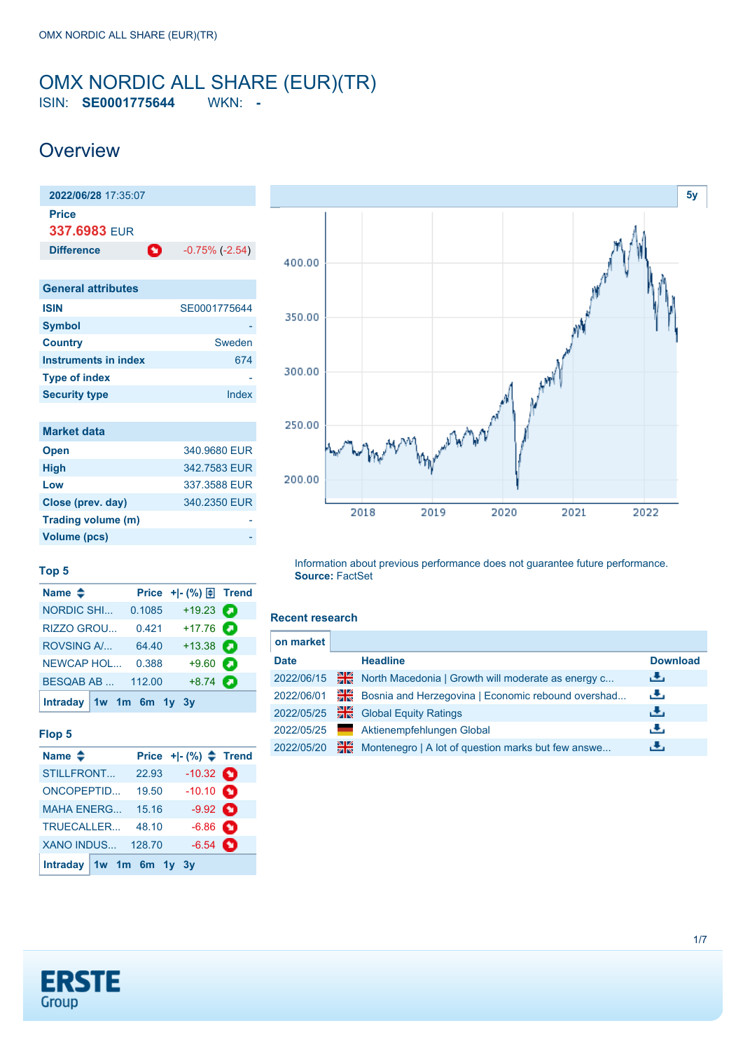# OMX NORDIC ALL SHARE (EUR)(TR)

ISIN: **SE0001775644** WKN: **-**

## Overview

| 2022/06/28 17:35:07 | |
|---|---|
| **Price** | |
| 337.6983 EUR | |
| **Difference** | -0.75% (-2.54) |

| General attributes | |
|---|---|
| **ISIN** | SE0001775644 |
| **Symbol** | - |
| **Country** | Sweden |
| **Instruments in index** | 674 |
| **Type of index** | - |
| **Security type** | Index |

| Market data | |
|---|---|
| **Open** | 340.9680 EUR |
| **High** | 342.7583 EUR |
| **Low** | 337.3588 EUR |
| **Close (prev. day)** | 340.2350 EUR |
| **Trading volume (m)** | - |
| **Volume (pcs)** | - |

### Top 5

| Name | Price | +\|- (%) | Trend |
|---|---|---|---|
| NORDIC SHI... | 0.1085 | +19.23 | |
| RIZZO GROU... | 0.421 | +17.76 | |
| ROVSING A/... | 64.40 | +13.38 | |
| NEWCAP HOL... | 0.388 | +9.60 | |
| BESQAB AB ... | 112.00 | +8.74 | |

Intraday 1w 1m 6m 1y 3y

### Flop 5

| Name | Price | +\|- (%) | Trend |
|---|---|---|---|
| STILLFRONT... | 22.93 | -10.32 | |
| ONCOPEPTID... | 19.50 | -10.10 | |
| MAHA ENERG... | 15.16 | -9.92 | |
| TRUECALLER... | 48.10 | -6.86 | |
| XANO INDUS... | 128.70 | -6.54 | |

Intraday 1w 1m 6m 1y 3y

Information about previous performance does not guarantee future performance.
**Source:** FactSet

### Recent research

on market

| Date | Headline | Download |
|---|---|---|
| 2022/06/15 | North Macedonia \| Growth will moderate as energy c... | |
| 2022/06/01 | Bosnia and Herzegovina \| Economic rebound overshad... | |
| 2022/05/25 | Global Equity Ratings | |
| 2022/05/25 | Aktienempfehlungen Global | |
| 2022/05/20 | Montenegro \| A lot of question marks but few answe... | |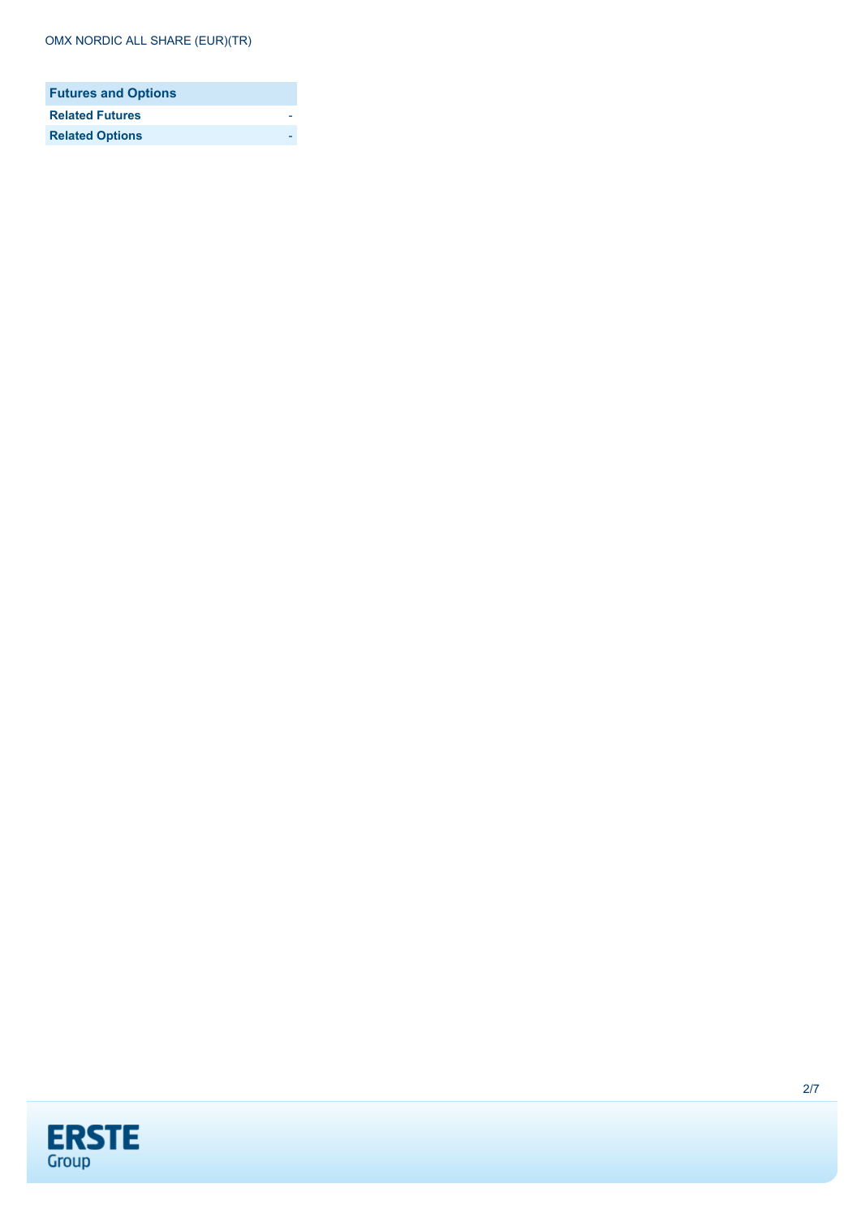| Futures and Options | |
| --- | --- |
| **Related Futures** | - |
| **Related Options** | - |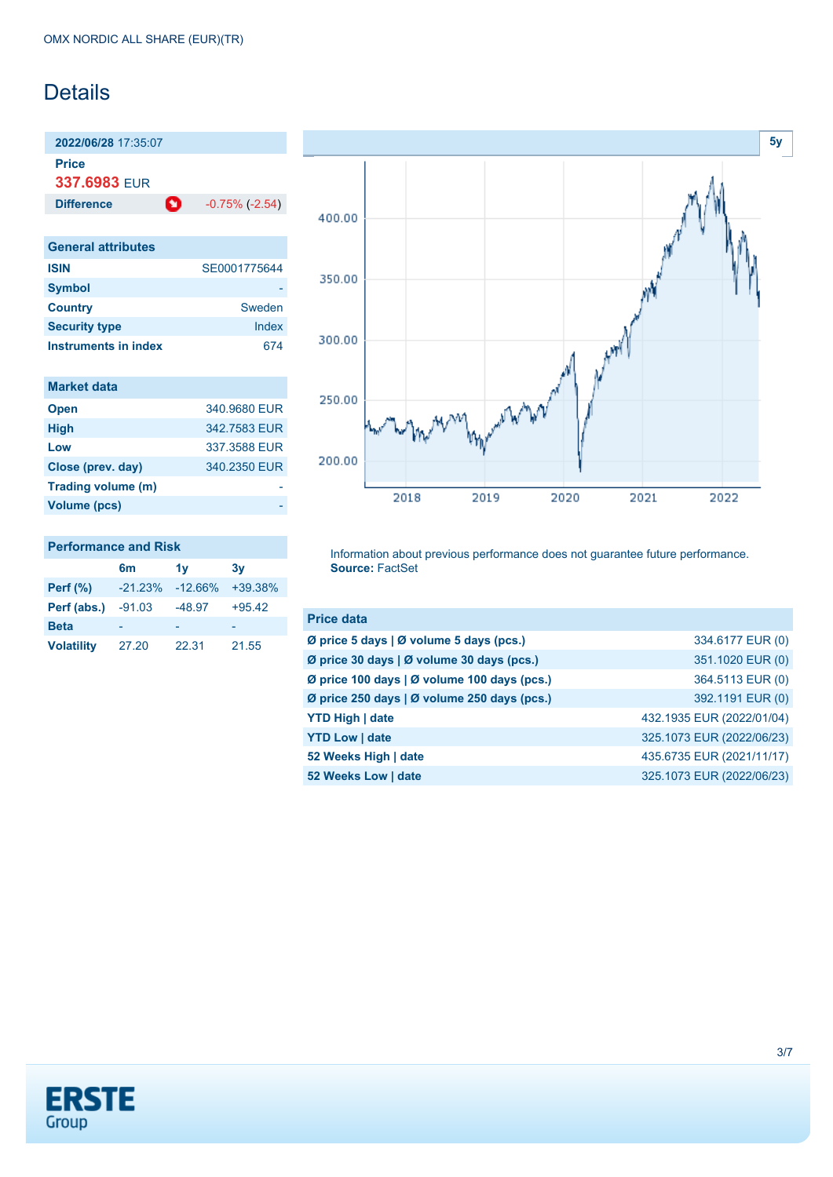OMX NORDIC ALL SHARE (EUR)(TR)

# Details

**2022/06/28** 17:35:07

**Price**

**337.6983** EUR

| **Difference** | -0.75% (-2.54) |
| --- | --- |

## General attributes

| | |
| --- | --- |
| **ISIN** | SE0001775644 |
| **Symbol** | - |
| **Country** | Sweden |
| **Security type** | Index |
| **Instruments in index** | 674 |

## Market data

| | |
| --- | --- |
| **Open** | 340.9680 EUR |
| **High** | 342.7583 EUR |
| **Low** | 337.3588 EUR |
| **Close (prev. day)** | 340.2350 EUR |
| **Trading volume (m)** | - |
| **Volume (pcs)** | - |

## Performance and Risk

| | 6m | 1y | 3y |
| --- | --- | --- | --- |
| **Perf (%)** | -21.23% | -12.66% | +39.38% |
| **Perf (abs.)** | -91.03 | -48.97 | +95.42 |
| **Beta** | - | - | - |
| **Volatility** | 27.20 | 22.31 | 21.55 |

Information about previous performance does not guarantee future performance.
**Source:** FactSet

## Price data

| | |
| --- | --- |
| **Ø price 5 days \| Ø volume 5 days (pcs.)** | 334.6177 EUR (0) |
| **Ø price 30 days \| Ø volume 30 days (pcs.)** | 351.1020 EUR (0) |
| **Ø price 100 days \| Ø volume 100 days (pcs.)** | 364.5113 EUR (0) |
| **Ø price 250 days \| Ø volume 250 days (pcs.)** | 392.1191 EUR (0) |
| **YTD High \| date** | 432.1935 EUR (2022/01/04) |
| **YTD Low \| date** | 325.1073 EUR (2022/06/23) |
| **52 Weeks High \| date** | 435.6735 EUR (2021/11/17) |
| **52 Weeks Low \| date** | 325.1073 EUR (2022/06/23) |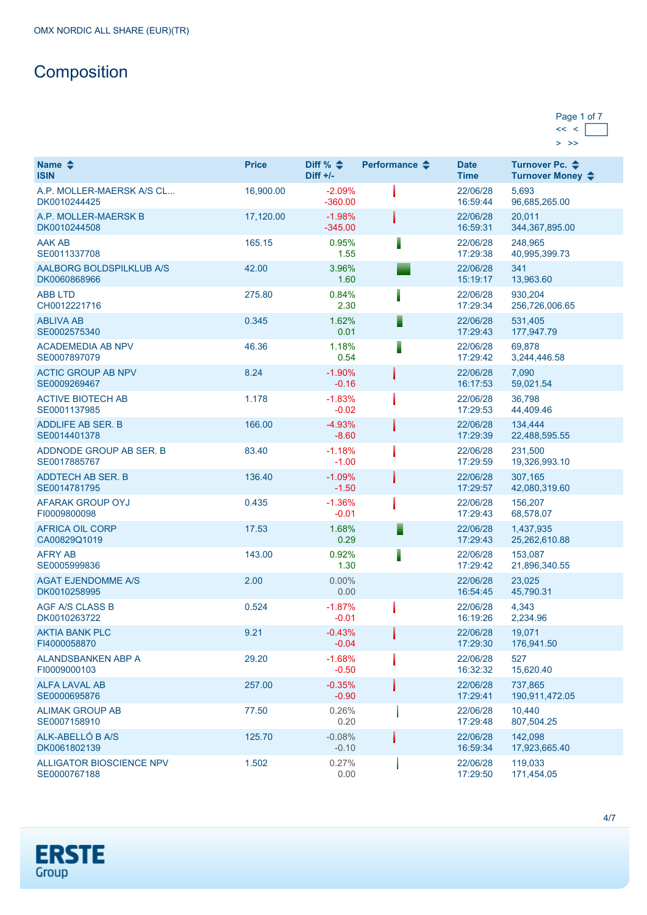OMX NORDIC ALL SHARE (EUR)(TR)

# Composition

Page 1 of 7

| Name<br>ISIN | Price | Diff %<br>Diff +/- | Performance | Date<br>Time | Turnover Pc.<br>Turnover Money |
|---|---|---|---|---|---|
| A.P. MOLLER-MAERSK A/S CL...<br>DK0010244425 | 16,900.00 | -2.09%<br>-360.00 | | 22/06/28<br>16:59:44 | 5,693<br>96,685,265.00 |
| A.P. MOLLER-MAERSK B<br>DK0010244508 | 17,120.00 | -1.98%<br>-345.00 | | 22/06/28<br>16:59:31 | 20,011<br>344,367,895.00 |
| AAK AB<br>SE0011337708 | 165.15 | 0.95%<br>1.55 | | 22/06/28<br>17:29:38 | 248,965<br>40,995,399.73 |
| AALBORG BOLDSPILKLUB A/S<br>DK0060868966 | 42.00 | 3.96%<br>1.60 | | 22/06/28<br>15:19:17 | 341<br>13,963.60 |
| ABB LTD<br>CH0012221716 | 275.80 | 0.84%<br>2.30 | | 22/06/28<br>17:29:34 | 930,204<br>256,726,006.65 |
| ABLIVA AB<br>SE0002575340 | 0.345 | 1.62%<br>0.01 | | 22/06/28<br>17:29:43 | 531,405<br>177,947.79 |
| ACADEMEDIA AB NPV<br>SE0007897079 | 46.36 | 1.18%<br>0.54 | | 22/06/28<br>17:29:42 | 69,878<br>3,244,446.58 |
| ACTIC GROUP AB NPV<br>SE0009269467 | 8.24 | -1.90%<br>-0.16 | | 22/06/28<br>16:17:53 | 7,090<br>59,021.54 |
| ACTIVE BIOTECH AB<br>SE0001137985 | 1.178 | -1.83%<br>-0.02 | | 22/06/28<br>17:29:53 | 36,798<br>44,409.46 |
| ADDLIFE AB SER. B<br>SE0014401378 | 166.00 | -4.93%<br>-8.60 | | 22/06/28<br>17:29:39 | 134,444<br>22,488,595.55 |
| ADDNODE GROUP AB SER. B<br>SE0017885767 | 83.40 | -1.18%<br>-1.00 | | 22/06/28<br>17:29:59 | 231,500<br>19,326,993.10 |
| ADDTECH AB SER. B<br>SE0014781795 | 136.40 | -1.09%<br>-1.50 | | 22/06/28<br>17:29:57 | 307,165<br>42,080,319.60 |
| AFARAK GROUP OYJ<br>FI0009800098 | 0.435 | -1.36%<br>-0.01 | | 22/06/28<br>17:29:43 | 156,207<br>68,578.07 |
| AFRICA OIL CORP<br>CA00829Q1019 | 17.53 | 1.68%<br>0.29 | | 22/06/28<br>17:29:43 | 1,437,935<br>25,262,610.88 |
| AFRY AB<br>SE0005999836 | 143.00 | 0.92%<br>1.30 | | 22/06/28<br>17:29:42 | 153,087<br>21,896,340.55 |
| AGAT EJENDOMME A/S<br>DK0010258995 | 2.00 | 0.00%<br>0.00 | | 22/06/28<br>16:54:45 | 23,025<br>45,790.31 |
| AGF A/S CLASS B<br>DK0010263722 | 0.524 | -1.87%<br>-0.01 | | 22/06/28<br>16:19:26 | 4,343<br>2,234.96 |
| AKTIA BANK PLC<br>FI4000058870 | 9.21 | -0.43%<br>-0.04 | | 22/06/28<br>17:29:30 | 19,071<br>176,941.50 |
| ALANDSBANKEN ABP A<br>FI0009000103 | 29.20 | -1.68%<br>-0.50 | | 22/06/28<br>16:32:32 | 527<br>15,620.40 |
| ALFA LAVAL AB<br>SE0000695876 | 257.00 | -0.35%<br>-0.90 | | 22/06/28<br>17:29:41 | 737,865<br>190,911,472.05 |
| ALIMAK GROUP AB<br>SE0007158910 | 77.50 | 0.26%<br>0.20 | | 22/06/28<br>17:29:48 | 10,440<br>807,504.25 |
| ALK-ABELLÓ B A/S<br>DK0061802139 | 125.70 | -0.08%<br>-0.10 | | 22/06/28<br>16:59:34 | 142,098<br>17,923,665.40 |
| ALLIGATOR BIOSCIENCE NPV<br>SE0000767188 | 1.502 | 0.27%<br>0.00 | | 22/06/28<br>17:29:50 | 119,033<br>171,454.05 |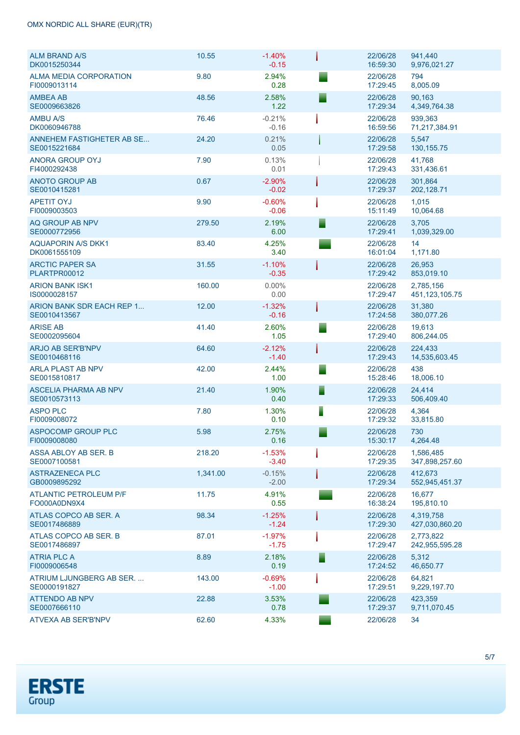OMX NORDIC ALL SHARE (EUR)(TR)

| Name / ISIN | Price | Change % / Change | | Date / Time | Volume / Turnover |
|---|---|---|---|---|---|
| ALM BRAND A/S DK0015250344 | 10.55 | -1.40% -0.15 | | 22/06/28 16:59:30 | 941,440 9,976,021.27 |
| ALMA MEDIA CORPORATION FI0009013114 | 9.80 | 2.94% 0.28 | | 22/06/28 17:29:45 | 794 8,005.09 |
| AMBEA AB SE0009663826 | 48.56 | 2.58% 1.22 | | 22/06/28 17:29:34 | 90,163 4,349,764.38 |
| AMBU A/S DK0060946788 | 76.46 | -0.21% -0.16 | | 22/06/28 16:59:56 | 939,363 71,217,384.91 |
| ANNEHEM FASTIGHETER AB SE... SE0015221684 | 24.20 | 0.21% 0.05 | | 22/06/28 17:29:58 | 5,547 130,155.75 |
| ANORA GROUP OYJ FI4000292438 | 7.90 | 0.13% 0.01 | | 22/06/28 17:29:43 | 41,768 331,436.61 |
| ANOTO GROUP AB SE0010415281 | 0.67 | -2.90% -0.02 | | 22/06/28 17:29:37 | 301,864 202,128.71 |
| APETIT OYJ FI0009003503 | 9.90 | -0.60% -0.06 | | 22/06/28 15:11:49 | 1,015 10,064.68 |
| AQ GROUP AB NPV SE0000772956 | 279.50 | 2.19% 6.00 | | 22/06/28 17:29:41 | 3,705 1,039,329.00 |
| AQUAPORIN A/S DKK1 DK0061555109 | 83.40 | 4.25% 3.40 | | 22/06/28 16:01:04 | 14 1,171.80 |
| ARCTIC PAPER SA PLARTPR00012 | 31.55 | -1.10% -0.35 | | 22/06/28 17:29:42 | 26,953 853,019.10 |
| ARION BANK ISK1 IS0000028157 | 160.00 | 0.00% 0.00 | | 22/06/28 17:29:47 | 2,785,156 451,123,105.75 |
| ARION BANK SDR EACH REP 1... SE0010413567 | 12.00 | -1.32% -0.16 | | 22/06/28 17:24:58 | 31,380 380,077.26 |
| ARISE AB SE0002095604 | 41.40 | 2.60% 1.05 | | 22/06/28 17:29:40 | 19,613 806,244.05 |
| ARJO AB SER'B'NPV SE0010468116 | 64.60 | -2.12% -1.40 | | 22/06/28 17:29:43 | 224,433 14,535,603.45 |
| ARLA PLAST AB NPV SE0015810817 | 42.00 | 2.44% 1.00 | | 22/06/28 15:28:46 | 438 18,006.10 |
| ASCELIA PHARMA AB NPV SE0010573113 | 21.40 | 1.90% 0.40 | | 22/06/28 17:29:33 | 24,414 506,409.40 |
| ASPO PLC FI0009008072 | 7.80 | 1.30% 0.10 | | 22/06/28 17:29:32 | 4,364 33,815.80 |
| ASPOCOMP GROUP PLC FI0009008080 | 5.98 | 2.75% 0.16 | | 22/06/28 15:30:17 | 730 4,264.48 |
| ASSA ABLOY AB SER. B SE0007100581 | 218.20 | -1.53% -3.40 | | 22/06/28 17:29:35 | 1,586,485 347,898,257.60 |
| ASTRAZENECA PLC GB0009895292 | 1,341.00 | -0.15% -2.00 | | 22/06/28 17:29:34 | 412,673 552,945,451.37 |
| ATLANTIC PETROLEUM P/F FO000A0DN9X4 | 11.75 | 4.91% 0.55 | | 22/06/28 16:38:24 | 16,677 195,810.10 |
| ATLAS COPCO AB SER. A SE0017486889 | 98.34 | -1.25% -1.24 | | 22/06/28 17:29:30 | 4,319,758 427,030,860.20 |
| ATLAS COPCO AB SER. B SE0017486897 | 87.01 | -1.97% -1.75 | | 22/06/28 17:29:47 | 2,773,822 242,955,595.28 |
| ATRIA PLC A FI0009006548 | 8.89 | 2.18% 0.19 | | 22/06/28 17:24:52 | 5,312 46,650.77 |
| ATRIUM LJUNGBERG AB SER. ... SE0000191827 | 143.00 | -0.69% -1.00 | | 22/06/28 17:29:51 | 64,821 9,229,197.70 |
| ATTENDO AB NPV SE0007666110 | 22.88 | 3.53% 0.78 | | 22/06/28 17:29:37 | 423,359 9,711,070.45 |
| ATVEXA AB SER'B'NPV | 62.60 | 4.33% | | 22/06/28 | 34 |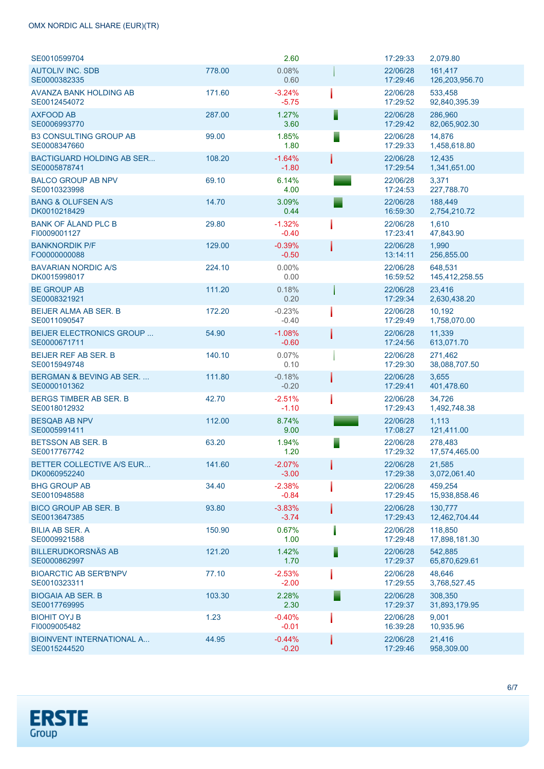| | | | | | |
|---|---|---|---|---|---|
| SE0010599704 | | 2.60 | | 17:29:33 | 2,079.80 |
| AUTOLIV INC. SDB<br>SE0000382335 | 778.00 | 0.08%<br>0.60 | | 22/06/28<br>17:29:46 | 161,417<br>126,203,956.70 |
| AVANZA BANK HOLDING AB<br>SE0012454072 | 171.60 | -3.24%<br>-5.75 | | 22/06/28<br>17:29:52 | 533,458<br>92,840,395.39 |
| AXFOOD AB<br>SE0006993770 | 287.00 | 1.27%<br>3.60 | | 22/06/28<br>17:29:42 | 286,960<br>82,065,902.30 |
| B3 CONSULTING GROUP AB<br>SE0008347660 | 99.00 | 1.85%<br>1.80 | | 22/06/28<br>17:29:33 | 14,876<br>1,458,618.80 |
| BACTIGUARD HOLDING AB SER...<br>SE0005878741 | 108.20 | -1.64%<br>-1.80 | | 22/06/28<br>17:29:54 | 12,435<br>1,341,651.00 |
| BALCO GROUP AB NPV<br>SE0010323998 | 69.10 | 6.14%<br>4.00 | | 22/06/28<br>17:24:53 | 3,371<br>227,788.70 |
| BANG & OLUFSEN A/S<br>DK0010218429 | 14.70 | 3.09%<br>0.44 | | 22/06/28<br>16:59:30 | 188,449<br>2,754,210.72 |
| BANK OF ÅLAND PLC B<br>FI0009001127 | 29.80 | -1.32%<br>-0.40 | | 22/06/28<br>17:23:41 | 1,610<br>47,843.90 |
| BANKNORDIK P/F<br>FO0000000088 | 129.00 | -0.39%<br>-0.50 | | 22/06/28<br>13:14:11 | 1,990<br>256,855.00 |
| BAVARIAN NORDIC A/S<br>DK0015998017 | 224.10 | 0.00%<br>0.00 | | 22/06/28<br>16:59:52 | 648,531<br>145,412,258.55 |
| BE GROUP AB<br>SE0008321921 | 111.20 | 0.18%<br>0.20 | | 22/06/28<br>17:29:34 | 23,416<br>2,630,438.20 |
| BEIJER ALMA AB SER. B<br>SE0011090547 | 172.20 | -0.23%<br>-0.40 | | 22/06/28<br>17:29:49 | 10,192<br>1,758,070.00 |
| BEIJER ELECTRONICS GROUP ...<br>SE0000671711 | 54.90 | -1.08%<br>-0.60 | | 22/06/28<br>17:24:56 | 11,339<br>613,071.70 |
| BEIJER REF AB SER. B<br>SE0015949748 | 140.10 | 0.07%<br>0.10 | | 22/06/28<br>17:29:30 | 271,462<br>38,088,707.50 |
| BERGMAN & BEVING AB SER. ...<br>SE0000101362 | 111.80 | -0.18%<br>-0.20 | | 22/06/28<br>17:29:41 | 3,655<br>401,478.60 |
| BERGS TIMBER AB SER. B<br>SE0018012932 | 42.70 | -2.51%<br>-1.10 | | 22/06/28<br>17:29:43 | 34,726<br>1,492,748.38 |
| BESQAB AB NPV<br>SE0005991411 | 112.00 | 8.74%<br>9.00 | | 22/06/28<br>17:08:27 | 1,113<br>121,411.00 |
| BETSSON AB SER. B<br>SE0017767742 | 63.20 | 1.94%<br>1.20 | | 22/06/28<br>17:29:32 | 278,483<br>17,574,465.00 |
| BETTER COLLECTIVE A/S EUR...<br>DK0060952240 | 141.60 | -2.07%<br>-3.00 | | 22/06/28<br>17:29:38 | 21,585<br>3,072,061.40 |
| BHG GROUP AB<br>SE0010948588 | 34.40 | -2.38%<br>-0.84 | | 22/06/28<br>17:29:45 | 459,254<br>15,938,858.46 |
| BICO GROUP AB SER. B<br>SE0013647385 | 93.80 | -3.83%<br>-3.74 | | 22/06/28<br>17:29:43 | 130,777<br>12,462,704.44 |
| BILIA AB SER. A<br>SE0009921588 | 150.90 | 0.67%<br>1.00 | | 22/06/28<br>17:29:48 | 118,850<br>17,898,181.30 |
| BILLERUDKORSNÄS AB<br>SE0000862997 | 121.20 | 1.42%<br>1.70 | | 22/06/28<br>17:29:37 | 542,885<br>65,870,629.61 |
| BIOARCTIC AB SER'B'NPV<br>SE0010323311 | 77.10 | -2.53%<br>-2.00 | | 22/06/28<br>17:29:55 | 48,646<br>3,768,527.45 |
| BIOGAIA AB SER. B<br>SE0017769995 | 103.30 | 2.28%<br>2.30 | | 22/06/28<br>17:29:37 | 308,350<br>31,893,179.95 |
| BIOHIT OYJ B<br>FI0009005482 | 1.23 | -0.40%<br>-0.01 | | 22/06/28<br>16:39:28 | 9,001<br>10,935.96 |
| BIOINVENT INTERNATIONAL A...<br>SE0015244520 | 44.95 | -0.44%<br>-0.20 | | 22/06/28<br>17:29:46 | 21,416<br>958,309.00 |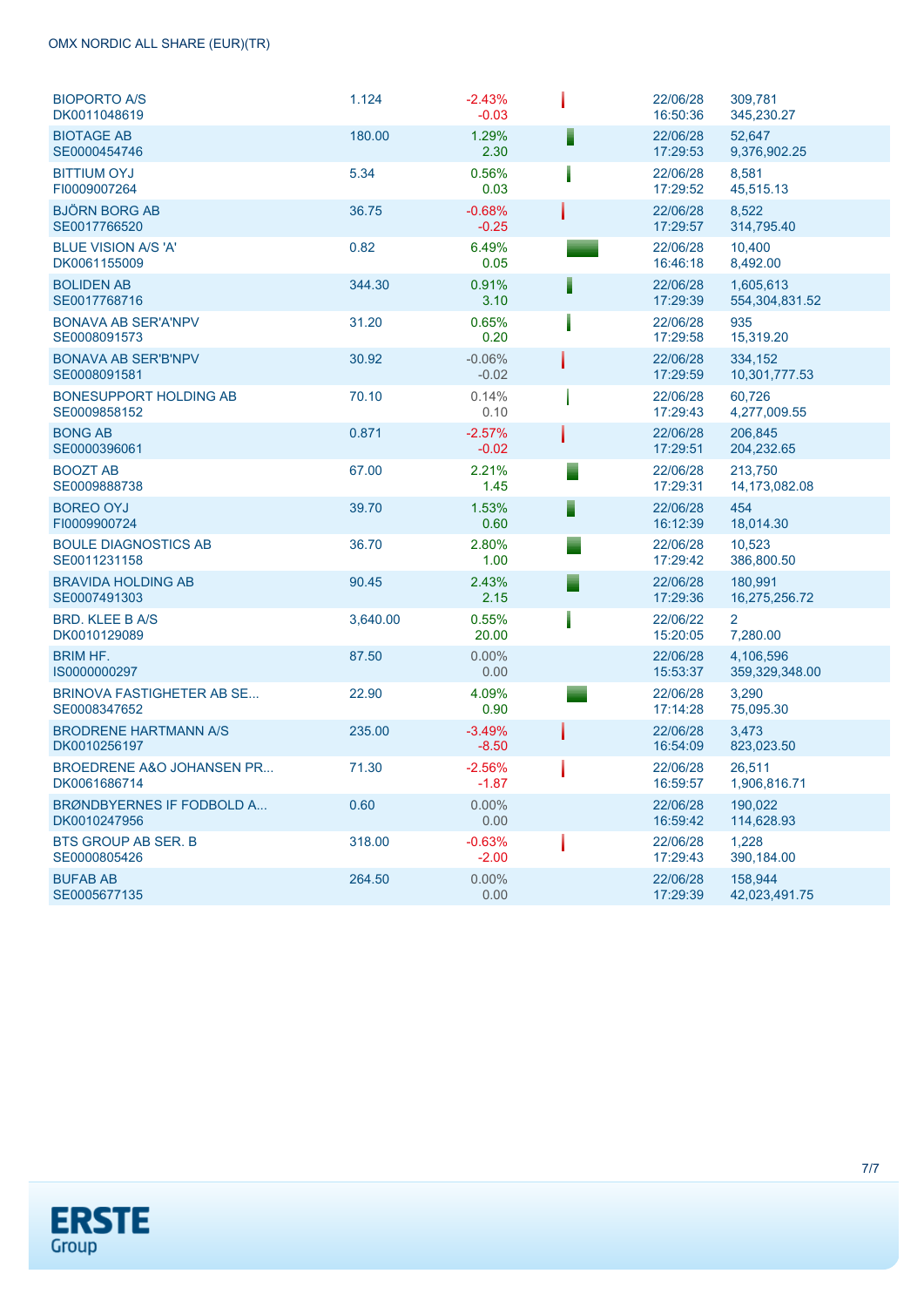OMX NORDIC ALL SHARE (EUR)(TR)

| | | | | | |
|---|---|---|---|---|---|
| BIOPORTO A/S<br>DK0011048619 | 1.124 | -2.43%<br>-0.03 | | 22/06/28<br>16:50:36 | 309,781<br>345,230.27 |
| BIOTAGE AB<br>SE0000454746 | 180.00 | 1.29%<br>2.30 | | 22/06/28<br>17:29:53 | 52,647<br>9,376,902.25 |
| BITTIUM OYJ<br>FI0009007264 | 5.34 | 0.56%<br>0.03 | | 22/06/28<br>17:29:52 | 8,581<br>45,515.13 |
| BJÖRN BORG AB<br>SE0017766520 | 36.75 | -0.68%<br>-0.25 | | 22/06/28<br>17:29:57 | 8,522<br>314,795.40 |
| BLUE VISION A/S 'A'<br>DK0061155009 | 0.82 | 6.49%<br>0.05 | | 22/06/28<br>16:46:18 | 10,400<br>8,492.00 |
| BOLIDEN AB<br>SE0017768716 | 344.30 | 0.91%<br>3.10 | | 22/06/28<br>17:29:39 | 1,605,613<br>554,304,831.52 |
| BONAVA AB SER'A'NPV<br>SE0008091573 | 31.20 | 0.65%<br>0.20 | | 22/06/28<br>17:29:58 | 935<br>15,319.20 |
| BONAVA AB SER'B'NPV<br>SE0008091581 | 30.92 | -0.06%<br>-0.02 | | 22/06/28<br>17:29:59 | 334,152<br>10,301,777.53 |
| BONESUPPORT HOLDING AB<br>SE0009858152 | 70.10 | 0.14%<br>0.10 | | 22/06/28<br>17:29:43 | 60,726<br>4,277,009.55 |
| BONG AB<br>SE0000396061 | 0.871 | -2.57%<br>-0.02 | | 22/06/28<br>17:29:51 | 206,845<br>204,232.65 |
| BOOZT AB<br>SE0009888738 | 67.00 | 2.21%<br>1.45 | | 22/06/28<br>17:29:31 | 213,750<br>14,173,082.08 |
| BOREO OYJ<br>FI0009900724 | 39.70 | 1.53%<br>0.60 | | 22/06/28<br>16:12:39 | 454<br>18,014.30 |
| BOULE DIAGNOSTICS AB<br>SE0011231158 | 36.70 | 2.80%<br>1.00 | | 22/06/28<br>17:29:42 | 10,523<br>386,800.50 |
| BRAVIDA HOLDING AB<br>SE0007491303 | 90.45 | 2.43%<br>2.15 | | 22/06/28<br>17:29:36 | 180,991<br>16,275,256.72 |
| BRD. KLEE B A/S<br>DK0010129089 | 3,640.00 | 0.55%<br>20.00 | | 22/06/22<br>15:20:05 | 2<br>7,280.00 |
| BRIM HF.<br>IS0000000297 | 87.50 | 0.00%<br>0.00 | | 22/06/28<br>15:53:37 | 4,106,596<br>359,329,348.00 |
| BRINOVA FASTIGHETER AB SE...<br>SE0008347652 | 22.90 | 4.09%<br>0.90 | | 22/06/28<br>17:14:28 | 3,290<br>75,095.30 |
| BRODRENE HARTMANN A/S<br>DK0010256197 | 235.00 | -3.49%<br>-8.50 | | 22/06/28<br>16:54:09 | 3,473<br>823,023.50 |
| BROEDRENE A&O JOHANSEN PR...<br>DK0061686714 | 71.30 | -2.56%<br>-1.87 | | 22/06/28<br>16:59:57 | 26,511<br>1,906,816.71 |
| BRØNDBYERNES IF FODBOLD A...<br>DK0010247956 | 0.60 | 0.00%<br>0.00 | | 22/06/28<br>16:59:42 | 190,022<br>114,628.93 |
| BTS GROUP AB SER. B<br>SE0000805426 | 318.00 | -0.63%<br>-2.00 | | 22/06/28<br>17:29:43 | 1,228<br>390,184.00 |
| BUFAB AB<br>SE0005677135 | 264.50 | 0.00%<br>0.00 | | 22/06/28<br>17:29:39 | 158,944<br>42,023,491.75 |

ERSTE Group